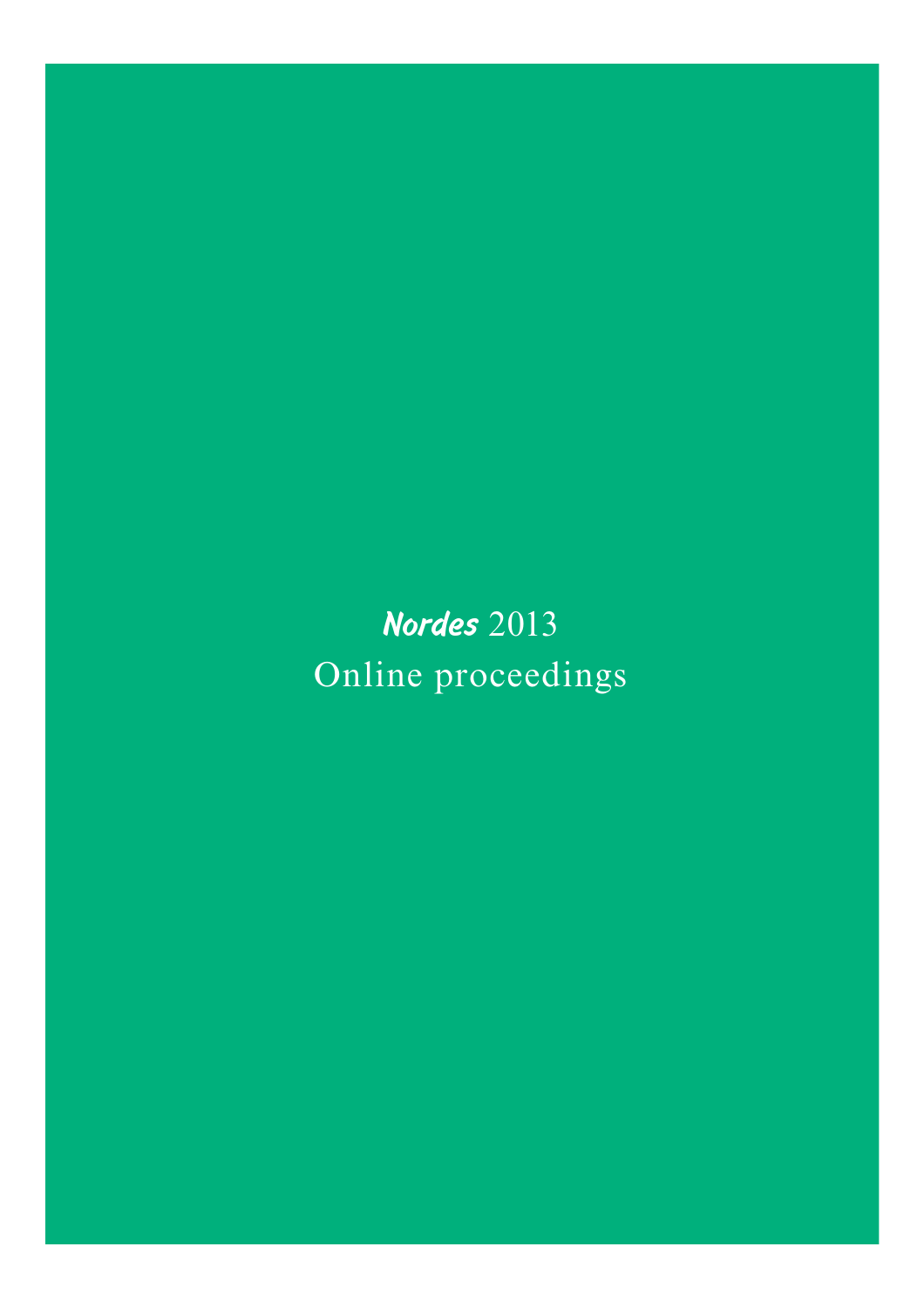# *Nordes* 2013

Online proceedings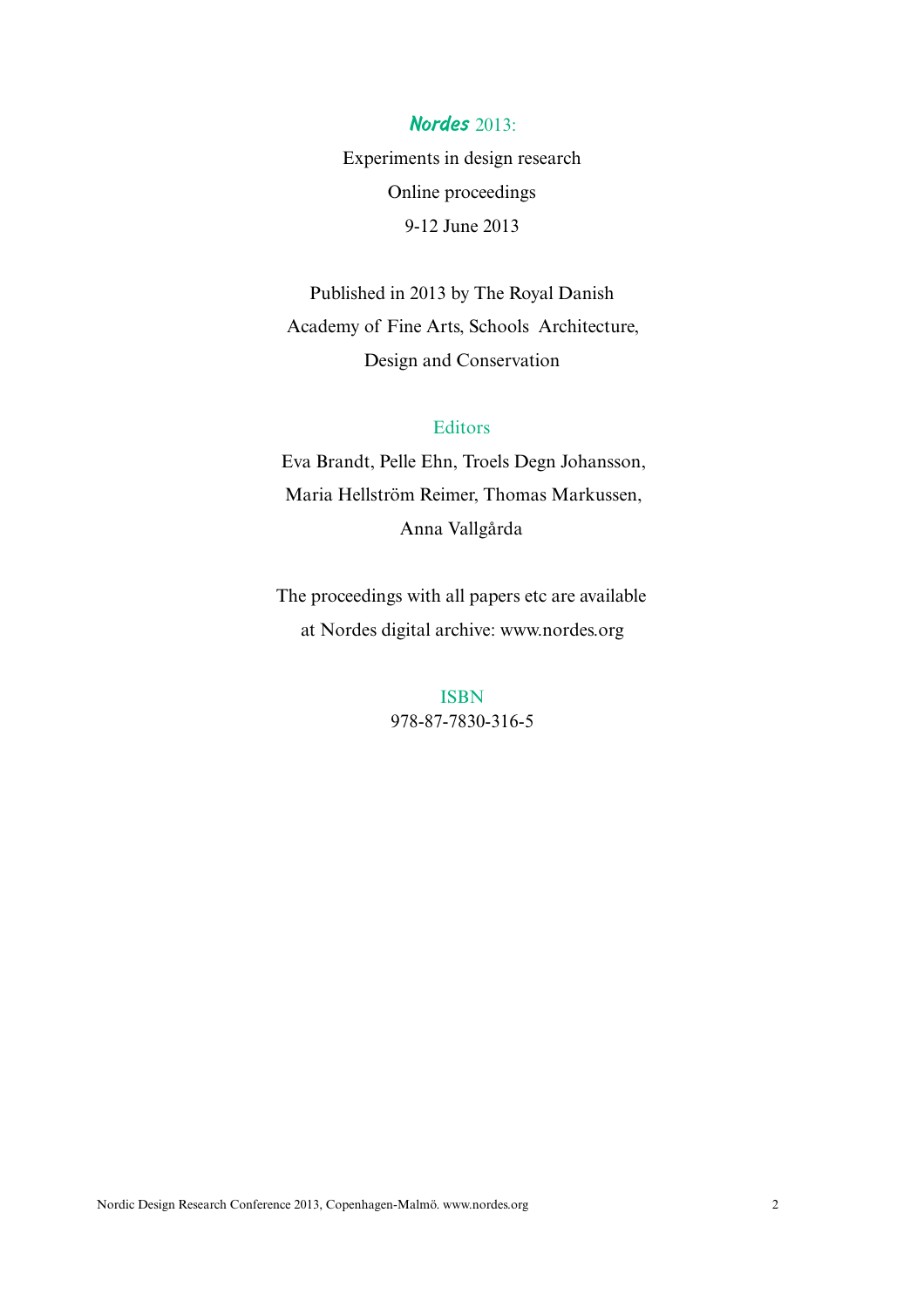***Nordes*** 2013:

Experiments in design research

Online proceedings

9-12 June 2013

Published in 2013 by The Royal Danish Academy of Fine Arts, Schools Architecture, Design and Conservation

Editors

Eva Brandt, Pelle Ehn, Troels Degn Johansson, Maria Hellström Reimer, Thomas Markussen, Anna Vallgårda

The proceedings with all papers etc are available at Nordes digital archive: www.nordes.org

ISBN

978-87-7830-316-5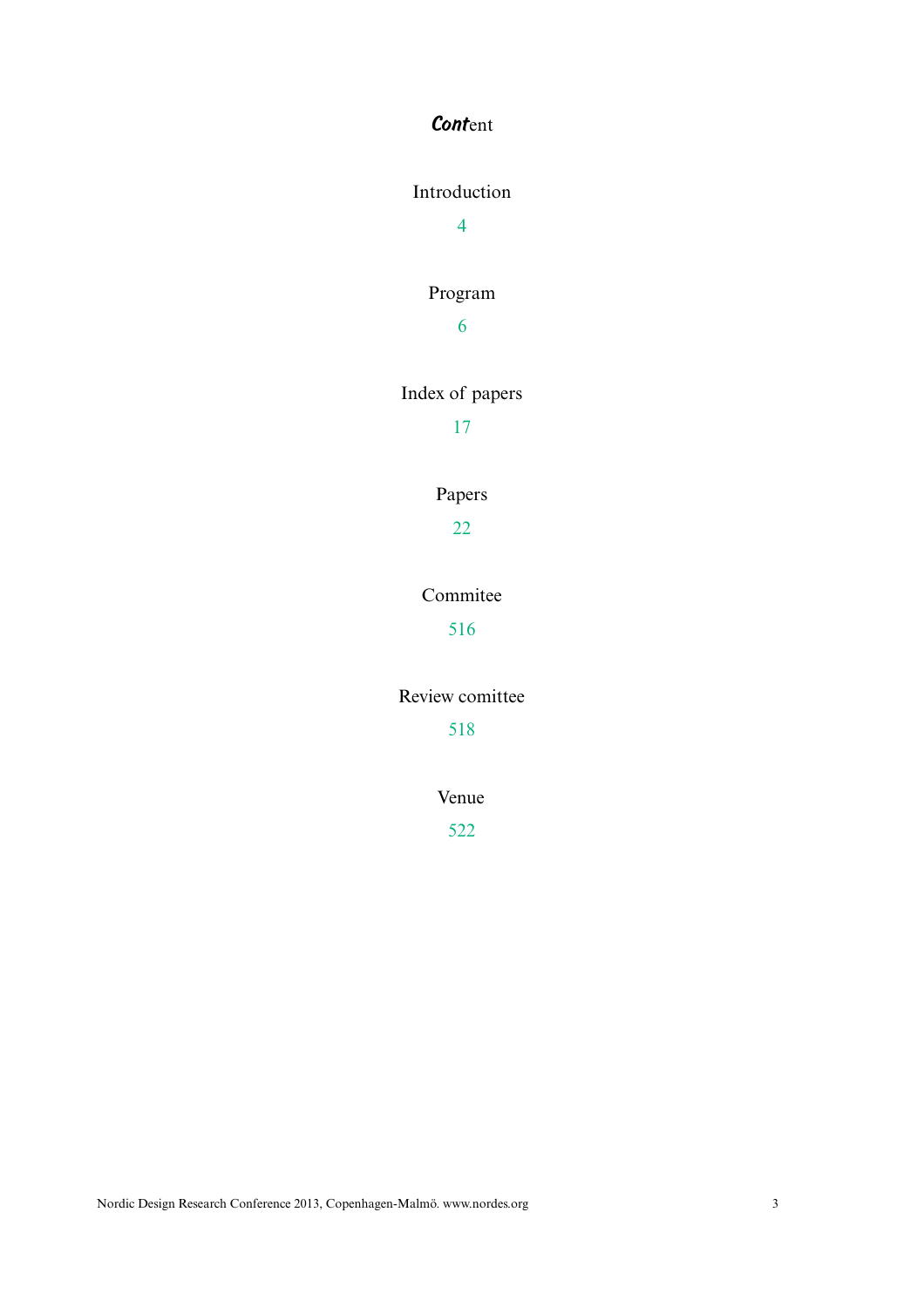# Content

Introduction

4

Program

6

Index of papers

17

Papers

22

Commitee

516

Review comittee

518

Venue

522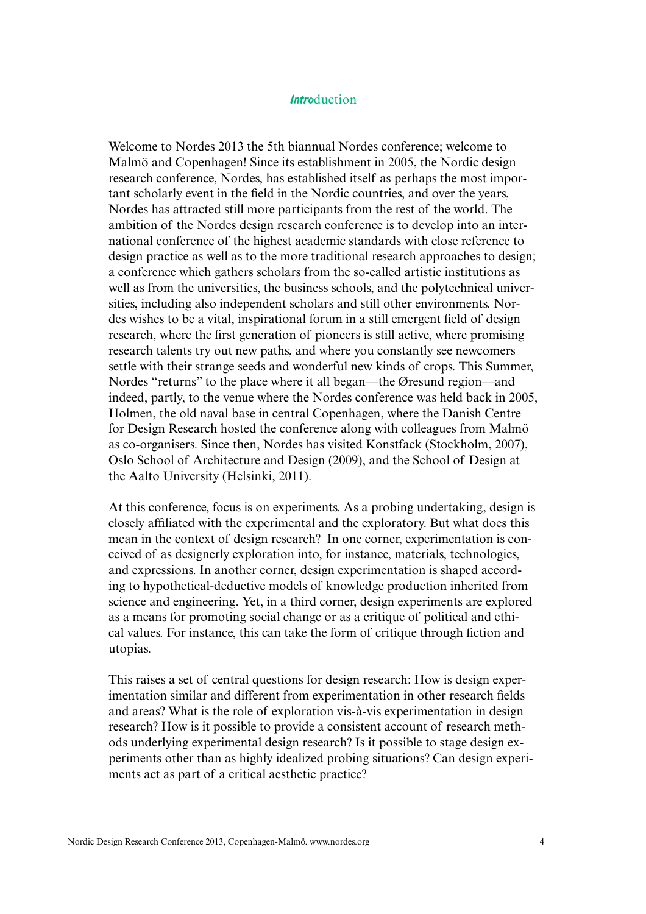# *Intro*duction

Welcome to Nordes 2013 the 5th biannual Nordes conference; welcome to Malmö and Copenhagen! Since its establishment in 2005, the Nordic design research conference, Nordes, has established itself as perhaps the most important scholarly event in the field in the Nordic countries, and over the years, Nordes has attracted still more participants from the rest of the world. The ambition of the Nordes design research conference is to develop into an international conference of the highest academic standards with close reference to design practice as well as to the more traditional research approaches to design; a conference which gathers scholars from the so-called artistic institutions as well as from the universities, the business schools, and the polytechnical universities, including also independent scholars and still other environments. Nordes wishes to be a vital, inspirational forum in a still emergent field of design research, where the first generation of pioneers is still active, where promising research talents try out new paths, and where you constantly see newcomers settle with their strange seeds and wonderful new kinds of crops. This Summer, Nordes "returns" to the place where it all began—the Øresund region—and indeed, partly, to the venue where the Nordes conference was held back in 2005, Holmen, the old naval base in central Copenhagen, where the Danish Centre for Design Research hosted the conference along with colleagues from Malmö as co-organisers. Since then, Nordes has visited Konstfack (Stockholm, 2007), Oslo School of Architecture and Design (2009), and the School of Design at the Aalto University (Helsinki, 2011).

At this conference, focus is on experiments. As a probing undertaking, design is closely affiliated with the experimental and the exploratory. But what does this mean in the context of design research? In one corner, experimentation is conceived of as designerly exploration into, for instance, materials, technologies, and expressions. In another corner, design experimentation is shaped according to hypothetical-deductive models of knowledge production inherited from science and engineering. Yet, in a third corner, design experiments are explored as a means for promoting social change or as a critique of political and ethical values. For instance, this can take the form of critique through fiction and utopias.

This raises a set of central questions for design research: How is design experimentation similar and different from experimentation in other research fields and areas? What is the role of exploration vis-à-vis experimentation in design research? How is it possible to provide a consistent account of research methods underlying experimental design research? Is it possible to stage design experiments other than as highly idealized probing situations? Can design experiments act as part of a critical aesthetic practice?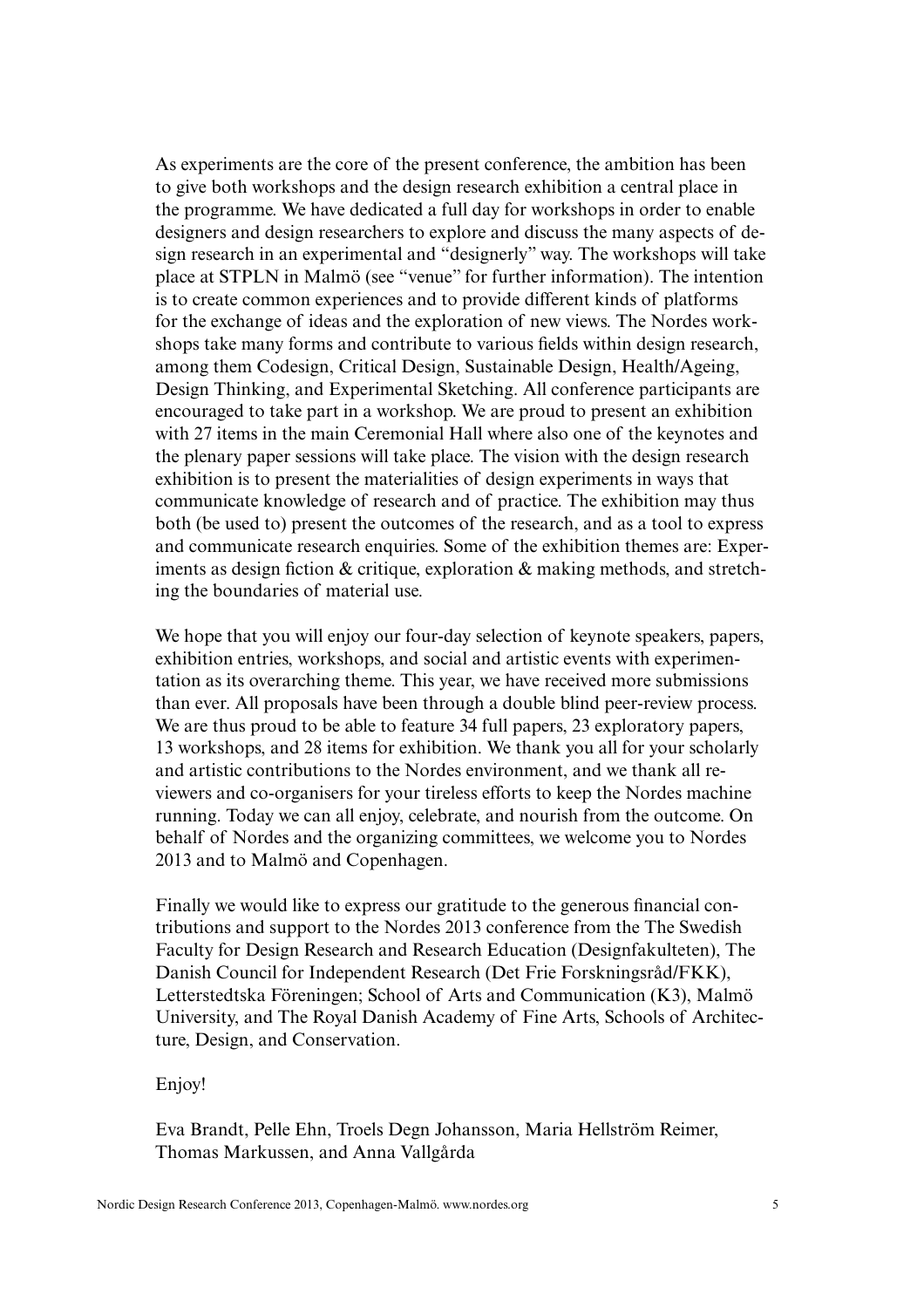As experiments are the core of the present conference, the ambition has been to give both workshops and the design research exhibition a central place in the programme. We have dedicated a full day for workshops in order to enable designers and design researchers to explore and discuss the many aspects of design research in an experimental and "designerly" way. The workshops will take place at STPLN in Malmö (see "venue" for further information). The intention is to create common experiences and to provide different kinds of platforms for the exchange of ideas and the exploration of new views. The Nordes workshops take many forms and contribute to various fields within design research, among them Codesign, Critical Design, Sustainable Design, Health/Ageing, Design Thinking, and Experimental Sketching. All conference participants are encouraged to take part in a workshop. We are proud to present an exhibition with 27 items in the main Ceremonial Hall where also one of the keynotes and the plenary paper sessions will take place. The vision with the design research exhibition is to present the materialities of design experiments in ways that communicate knowledge of research and of practice. The exhibition may thus both (be used to) present the outcomes of the research, and as a tool to express and communicate research enquiries. Some of the exhibition themes are: Experiments as design fiction & critique, exploration & making methods, and stretching the boundaries of material use.

We hope that you will enjoy our four-day selection of keynote speakers, papers, exhibition entries, workshops, and social and artistic events with experimentation as its overarching theme. This year, we have received more submissions than ever. All proposals have been through a double blind peer-review process. We are thus proud to be able to feature 34 full papers, 23 exploratory papers, 13 workshops, and 28 items for exhibition. We thank you all for your scholarly and artistic contributions to the Nordes environment, and we thank all reviewers and co-organisers for your tireless efforts to keep the Nordes machine running. Today we can all enjoy, celebrate, and nourish from the outcome. On behalf of Nordes and the organizing committees, we welcome you to Nordes 2013 and to Malmö and Copenhagen.

Finally we would like to express our gratitude to the generous financial contributions and support to the Nordes 2013 conference from the The Swedish Faculty for Design Research and Research Education (Designfakulteten), The Danish Council for Independent Research (Det Frie Forskningsråd/FKK), Letterstedtska Föreningen; School of Arts and Communication (K3), Malmö University, and The Royal Danish Academy of Fine Arts, Schools of Architecture, Design, and Conservation.

Enjoy!

Eva Brandt, Pelle Ehn, Troels Degn Johansson, Maria Hellström Reimer, Thomas Markussen, and Anna Vallgårda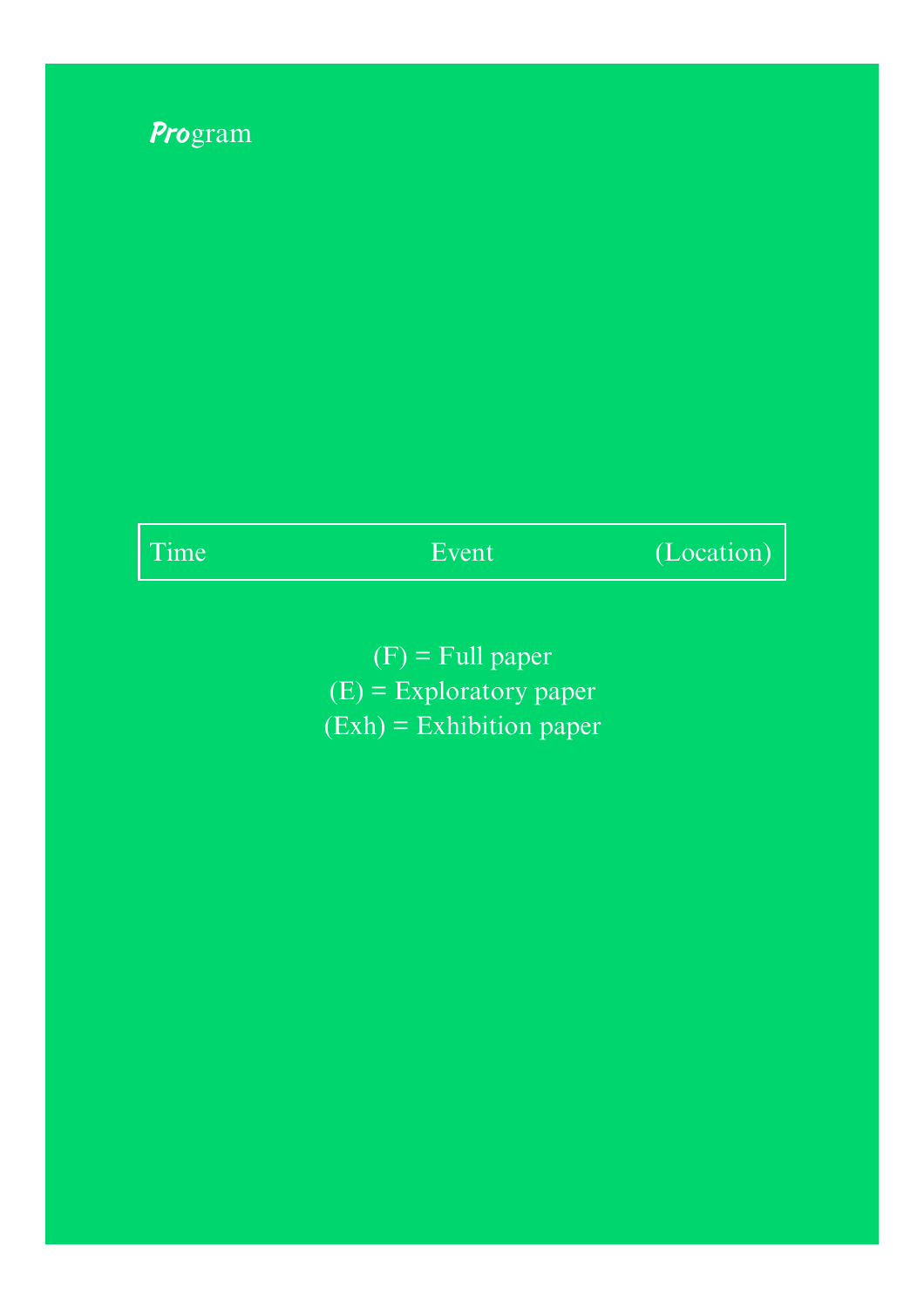# Program

| Time | Event | (Location) |
|---|---|---|

(F) = Full paper
(E) = Exploratory paper
(Exh) = Exhibition paper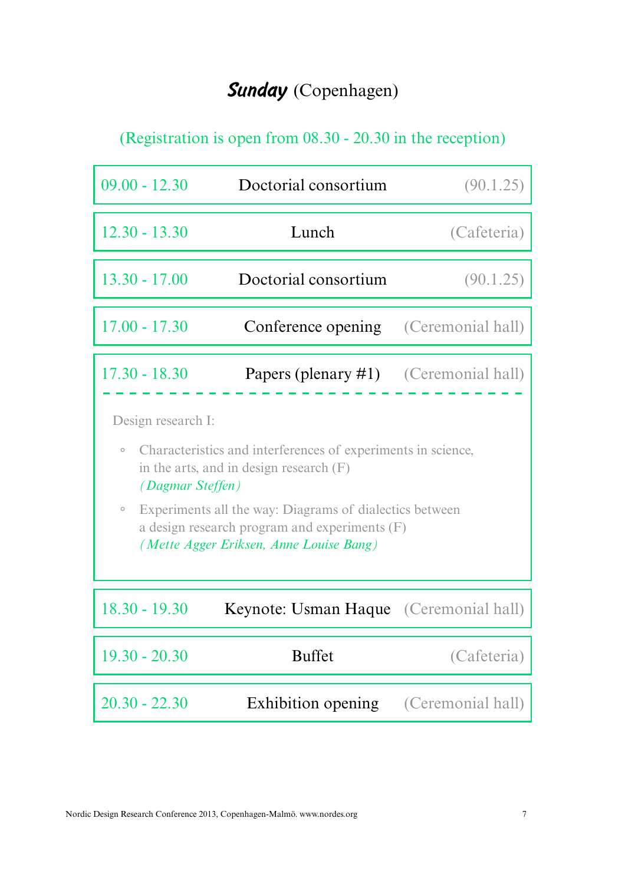# ***Sunday*** (Copenhagen)

(Registration is open from 08.30 - 20.30 in the reception)

| Time | Event | Location |
|---|---|---|
| 09.00 - 12.30 | Doctorial consortium | (90.1.25) |
| 12.30 - 13.30 | Lunch | (Cafeteria) |
| 13.30 - 17.00 | Doctorial consortium | (90.1.25) |
| 17.00 - 17.30 | Conference opening | (Ceremonial hall) |
| 17.30 - 18.30 | Papers (plenary #1) | (Ceremonial hall) |

Design research I:

- Characteristics and interferences of experiments in science, in the arts, and in design research (F)
  *(Dagmar Steffen)*
- Experiments all the way: Diagrams of dialectics between a design research program and experiments (F)
  *(Mette Agger Eriksen, Anne Louise Bang)*

| Time | Event | Location |
|---|---|---|
| 18.30 - 19.30 | Keynote: Usman Haque | (Ceremonial hall) |
| 19.30 - 20.30 | Buffet | (Cafeteria) |
| 20.30 - 22.30 | Exhibition opening | (Ceremonial hall) |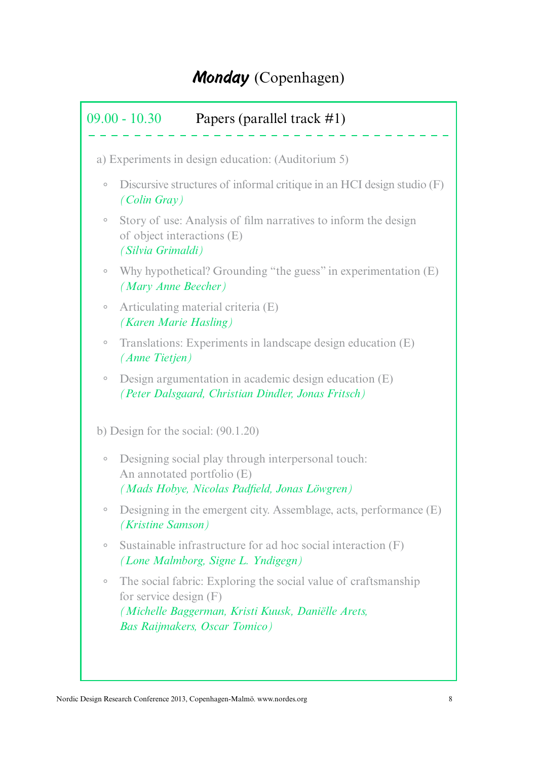# ***Monday*** (Copenhagen)

## 09.00 - 10.30 Papers (parallel track #1)

a) Experiments in design education: (Auditorium 5)

- Discursive structures of informal critique in an HCI design studio (F)
  *(Colin Gray)*
- Story of use: Analysis of film narratives to inform the design of object interactions (E)
  *(Silvia Grimaldi)*
- Why hypothetical? Grounding "the guess" in experimentation (E)
  *(Mary Anne Beecher)*
- Articulating material criteria (E)
  *(Karen Marie Hasling)*
- Translations: Experiments in landscape design education (E)
  *(Anne Tietjen)*
- Design argumentation in academic design education (E)
  *(Peter Dalsgaard, Christian Dindler, Jonas Fritsch)*

b) Design for the social: (90.1.20)

- Designing social play through interpersonal touch: An annotated portfolio (E)
  *(Mads Hobye, Nicolas Padfield, Jonas Löwgren)*
- Designing in the emergent city. Assemblage, acts, performance (E)
  *(Kristine Samson)*
- Sustainable infrastructure for ad hoc social interaction (F)
  *(Lone Malmborg, Signe L. Yndigegn)*
- The social fabric: Exploring the social value of craftsmanship for service design (F)
  *(Michelle Baggerman, Kristi Kuusk, Daniëlle Arets, Bas Raijmakers, Oscar Tomico)*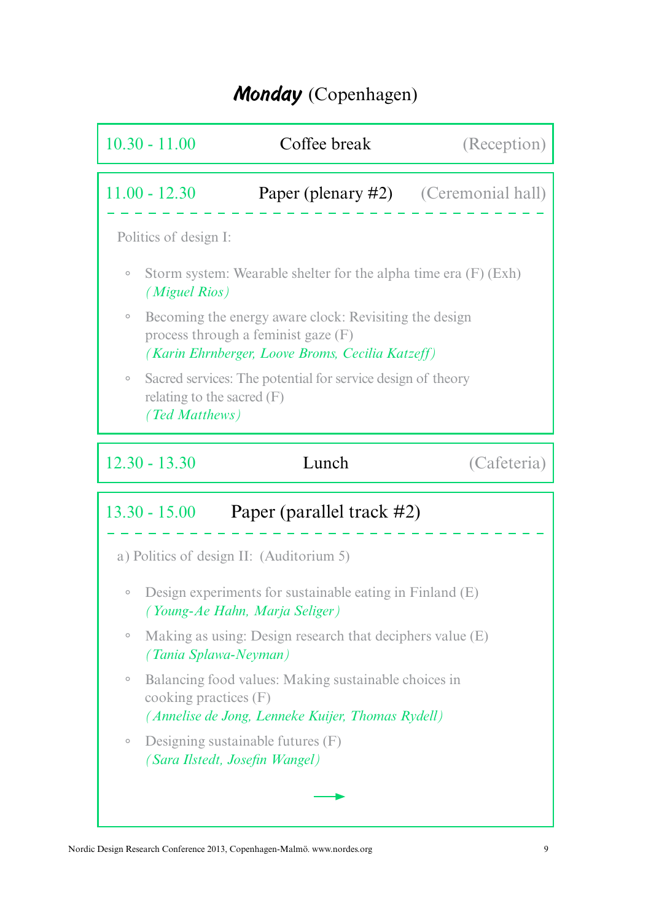# *Monday* (Copenhagen)

**10.30 - 11.00** Coffee break (Reception)

---

**11.00 - 12.30** Paper (plenary #2) (Ceremonial hall)

Politics of design I:

- Storm system: Wearable shelter for the alpha time era (F) (Exh)
  *(Miguel Rios)*
- Becoming the energy aware clock: Revisiting the design process through a feminist gaze (F)
  *(Karin Ehrnberger, Loove Broms, Cecilia Katzeff)*
- Sacred services: The potential for service design of theory relating to the sacred (F)
  *(Ted Matthews)*

---

**12.30 - 13.30** Lunch (Cafeteria)

---

**13.30 - 15.00** Paper (parallel track #2)

a) Politics of design II: (Auditorium 5)

- Design experiments for sustainable eating in Finland (E)
  *(Young-Ae Hahn, Marja Seliger)*
- Making as using: Design research that deciphers value (E)
  *(Tania Splawa-Neyman)*
- Balancing food values: Making sustainable choices in cooking practices (F)
  *(Annelise de Jong, Lenneke Kuijer, Thomas Rydell)*
- Designing sustainable futures (F)
  *(Sara Ilstedt, Josefin Wangel)*

→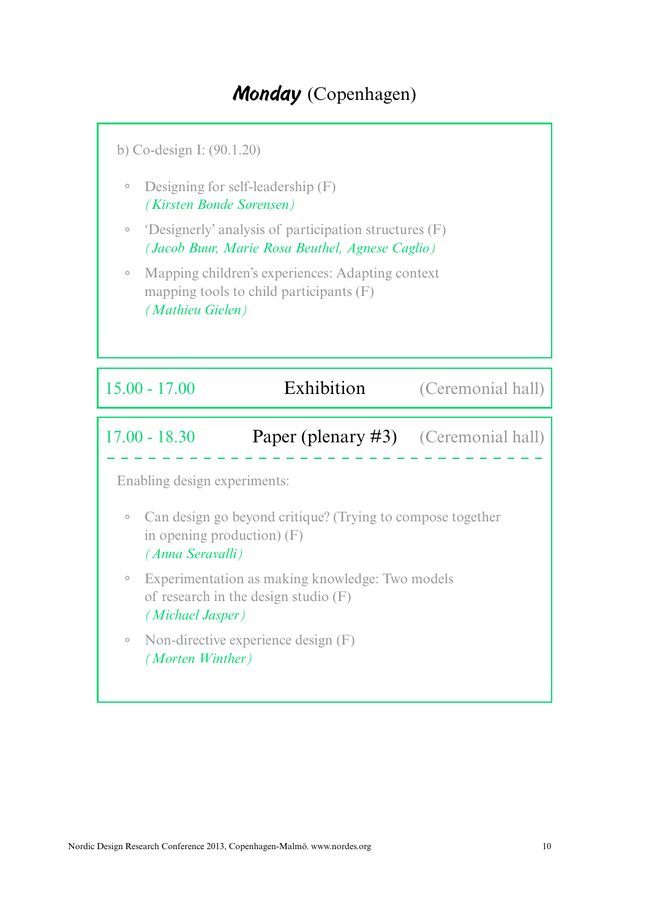## ***Monday*** (Copenhagen)

b) Co-design I: (90.1.20)

- Designing for self-leadership (F)
  *(Kirsten Bonde Sørensen)*
- 'Designerly' analysis of participation structures (F)
  *(Jacob Buur, Marie Rosa Beuthel, Agnese Caglio)*
- Mapping children's experiences: Adapting context mapping tools to child participants (F)
  *(Mathieu Gielen)*

15.00 - 17.00 Exhibition (Ceremonial hall)

17.00 - 18.30 Paper (plenary #3) (Ceremonial hall)

Enabling design experiments:

- Can design go beyond critique? (Trying to compose together in opening production) (F)
  *(Anna Seravalli)*
- Experimentation as making knowledge: Two models of research in the design studio (F)
  *(Michael Jasper)*
- Non-directive experience design (F)
  *(Morten Winther)*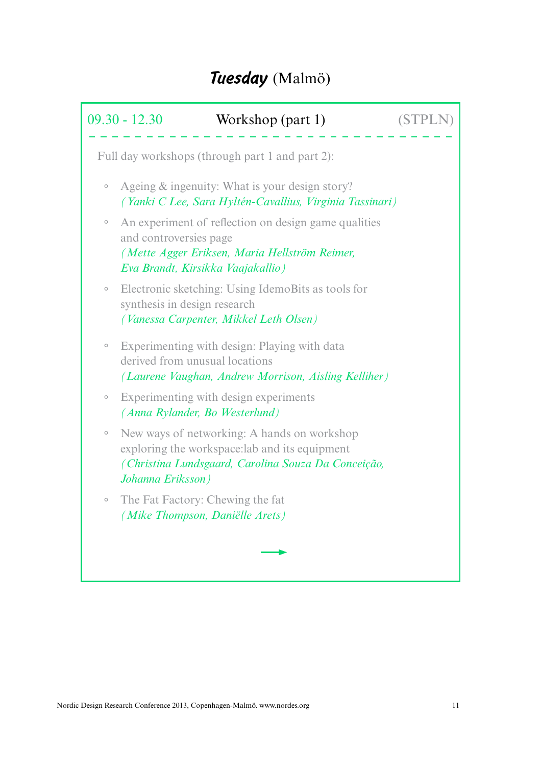# *Tuesday* (Malmö)

09.30 - 12.30 **Workshop (part 1)** (STPLN)

Full day workshops (through part 1 and part 2):

- Ageing & ingenuity: What is your design story?
  *(Yanki C Lee, Sara Hyltén-Cavallius, Virginia Tassinari)*
- An experiment of reflection on design game qualities and controversies page
  *(Mette Agger Eriksen, Maria Hellström Reimer, Eva Brandt, Kirsikka Vaajakallio)*
- Electronic sketching: Using IdemoBits as tools for synthesis in design research
  *(Vanessa Carpenter, Mikkel Leth Olsen)*
- Experimenting with design: Playing with data derived from unusual locations
  *(Laurene Vaughan, Andrew Morrison, Aisling Kelliher)*
- Experimenting with design experiments
  *(Anna Rylander, Bo Westerlund)*
- New ways of networking: A hands on workshop exploring the workspace:lab and its equipment
  *(Christina Lundsgaard, Carolina Souza Da Conceição, Johanna Eriksson)*
- The Fat Factory: Chewing the fat
  *(Mike Thompson, Daniëlle Arets)*

→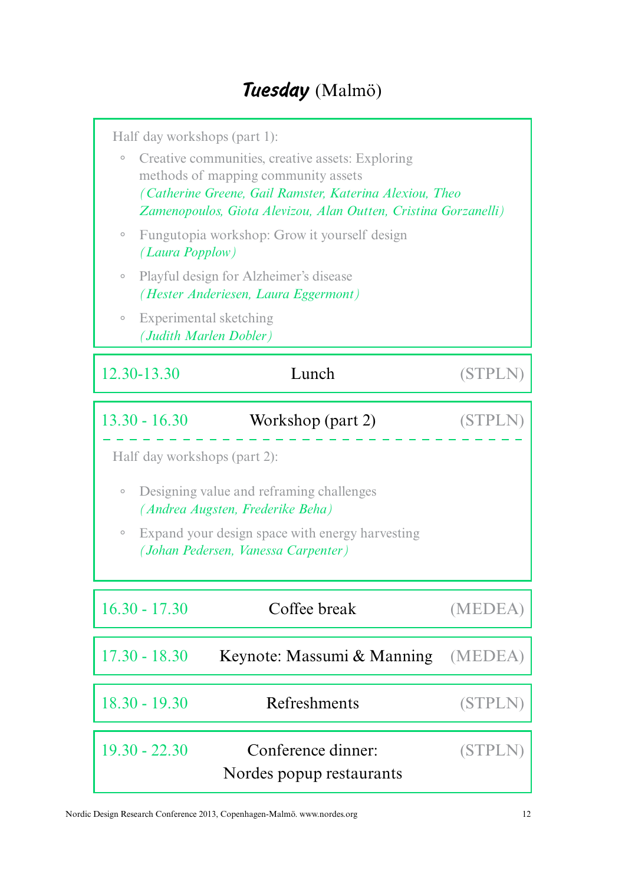# *Tuesday* (Malmö)

Half day workshops (part 1):

- Creative communities, creative assets: Exploring methods of mapping community assets
  *(Catherine Greene, Gail Ramster, Katerina Alexiou, Theo Zamenopoulos, Giota Alevizou, Alan Outten, Cristina Gorzanelli)*
- Fungutopia workshop: Grow it yourself design
  *(Laura Popplow)*
- Playful design for Alzheimer's disease
  *(Hester Anderiesen, Laura Eggermont)*
- Experimental sketching
  *(Judith Marlen Dobler)*

| | | |
|---|---|---|
| 12.30-13.30 | Lunch | (STPLN) |
| 13.30 - 16.30 | Workshop (part 2) | (STPLN) |

Half day workshops (part 2):

- Designing value and reframing challenges
  *(Andrea Augsten, Frederike Beha)*
- Expand your design space with energy harvesting
  *(Johan Pedersen, Vanessa Carpenter)*

| | | |
|---|---|---|
| 16.30 - 17.30 | Coffee break | (MEDEA) |
| 17.30 - 18.30 | Keynote: Massumi & Manning | (MEDEA) |
| 18.30 - 19.30 | Refreshments | (STPLN) |
| 19.30 - 22.30 | Conference dinner: Nordes popup restaurants | (STPLN) |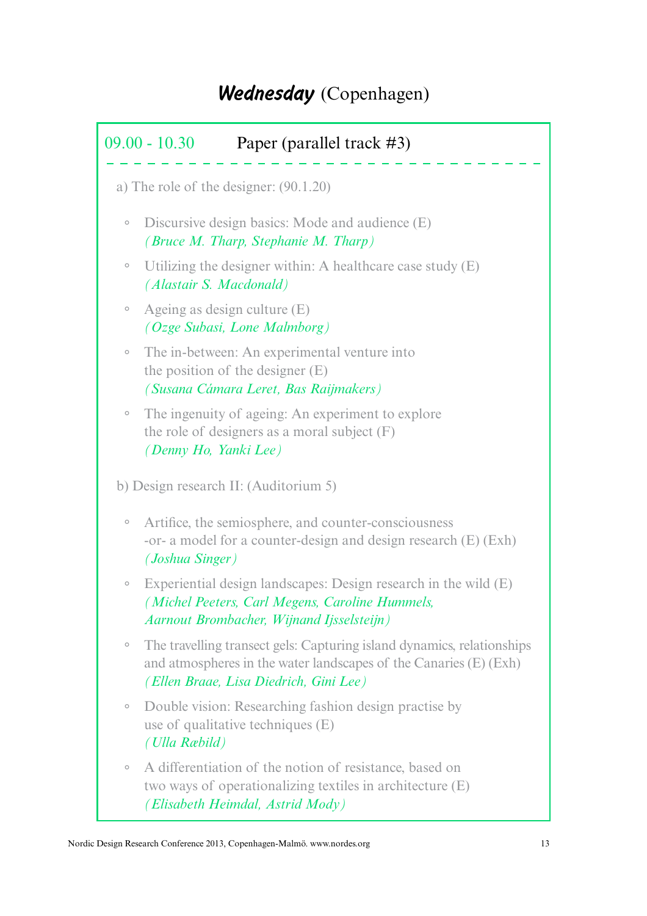# ***Wednesday*** (Copenhagen)

**09.00 - 10.30** Paper (parallel track #3)

a) The role of the designer: (90.1.20)

- Discursive design basics: Mode and audience (E)  
  *(Bruce M. Tharp, Stephanie M. Tharp)*
- Utilizing the designer within: A healthcare case study (E)  
  *(Alastair S. Macdonald)*
- Ageing as design culture (E)  
  *(Ozge Subasi, Lone Malmborg)*
- The in-between: An experimental venture into the position of the designer (E)  
  *(Susana Cámara Leret, Bas Raijmakers)*
- The ingenuity of ageing: An experiment to explore the role of designers as a moral subject (F)  
  *(Denny Ho, Yanki Lee)*

b) Design research II: (Auditorium 5)

- Artifice, the semiosphere, and counter-consciousness -or- a model for a counter-design and design research (E) (Exh)  
  *(Joshua Singer)*
- Experiential design landscapes: Design research in the wild (E)  
  *(Michel Peeters, Carl Megens, Caroline Hummels, Aarnout Brombacher, Wijnand Ijsselsteijn)*
- The travelling transect gels: Capturing island dynamics, relationships and atmospheres in the water landscapes of the Canaries (E) (Exh)  
  *(Ellen Braae, Lisa Diedrich, Gini Lee)*
- Double vision: Researching fashion design practise by use of qualitative techniques (E)  
  *(Ulla Ræbild)*
- A differentiation of the notion of resistance, based on two ways of operationalizing textiles in architecture (E)  
  *(Elisabeth Heimdal, Astrid Mody)*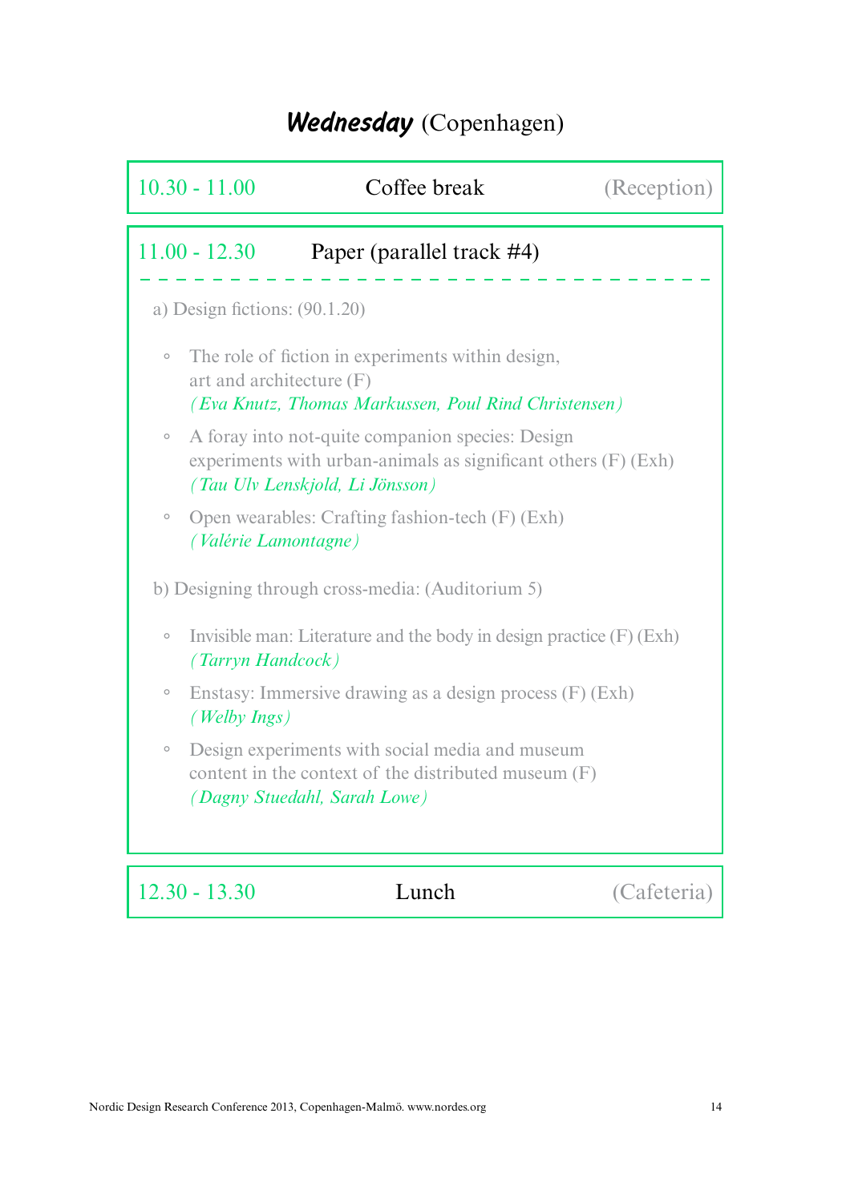# *Wednesday* (Copenhagen)

| 10.30 - 11.00 | Coffee break | (Reception) |
|---|---|---|

## 11.00 - 12.30 Paper (parallel track #4)

a) Design fictions: (90.1.20)

- The role of fiction in experiments within design, art and architecture (F)  
  *(Eva Knutz, Thomas Markussen, Poul Rind Christensen)*
- A foray into not-quite companion species: Design experiments with urban-animals as significant others (F) (Exh)  
  *(Tau Ulv Lenskjold, Li Jönsson)*
- Open wearables: Crafting fashion-tech (F) (Exh)  
  *(Valérie Lamontagne)*

b) Designing through cross-media: (Auditorium 5)

- Invisible man: Literature and the body in design practice (F) (Exh)  
  *(Tarryn Handcock)*
- Enstasy: Immersive drawing as a design process (F) (Exh)  
  *(Welby Ings)*
- Design experiments with social media and museum content in the context of the distributed museum (F)  
  *(Dagny Stuedahl, Sarah Lowe)*

| 12.30 - 13.30 | Lunch | (Cafeteria) |
|---|---|---|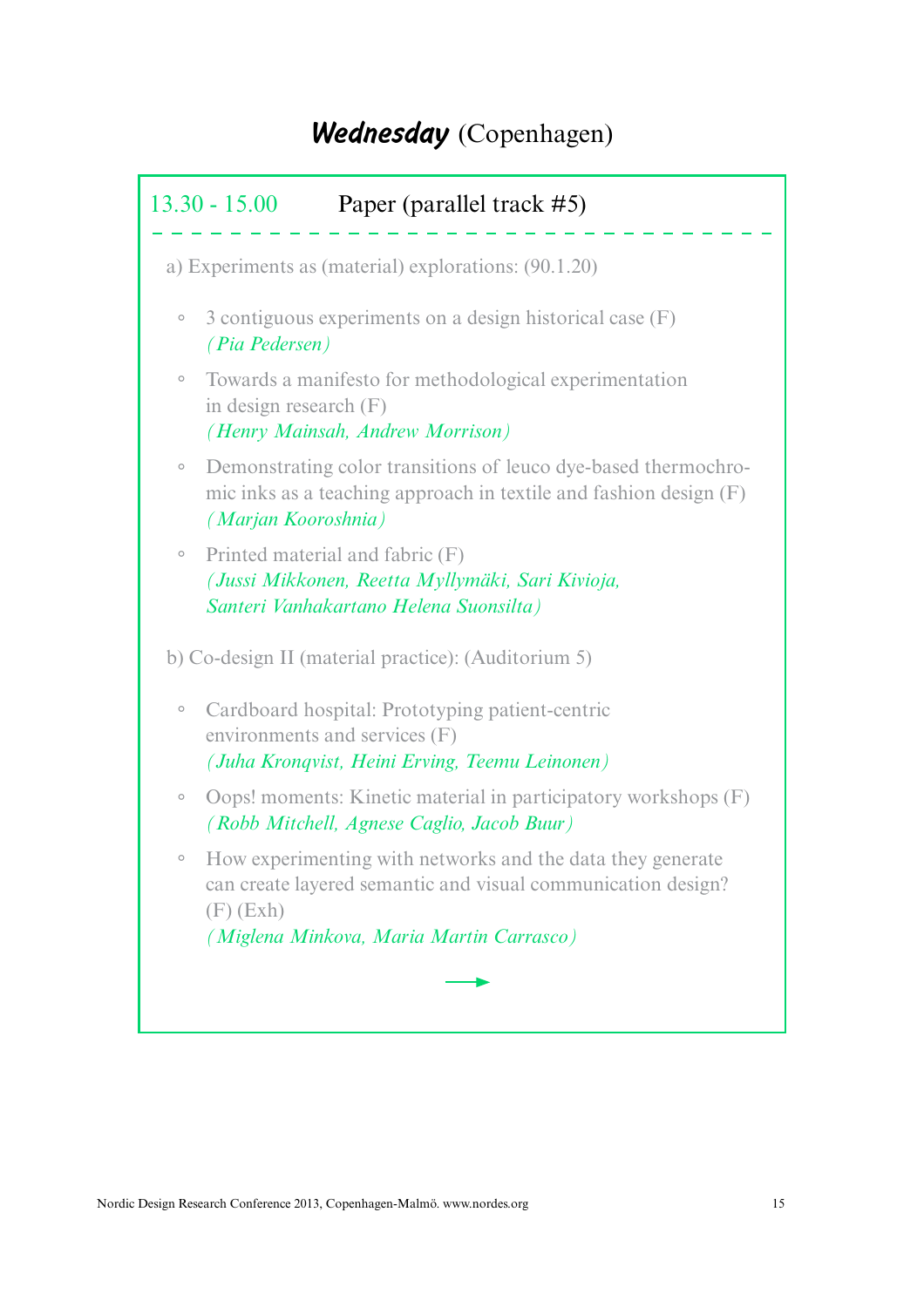# ***Wednesday*** (Copenhagen)

13.30 - 15.00 Paper (parallel track #5)

a) Experiments as (material) explorations: (90.1.20)

- 3 contiguous experiments on a design historical case (F)
  *(Pia Pedersen)*
- Towards a manifesto for methodological experimentation in design research (F)
  *(Henry Mainsah, Andrew Morrison)*
- Demonstrating color transitions of leuco dye-based thermochromic inks as a teaching approach in textile and fashion design (F)
  *(Marjan Kooroshnia)*
- Printed material and fabric (F)
  *(Jussi Mikkonen, Reetta Myllymäki, Sari Kivioja, Santeri Vanhakartano Helena Suonsilta)*

b) Co-design II (material practice): (Auditorium 5)

- Cardboard hospital: Prototyping patient-centric environments and services (F)
  *(Juha Kronqvist, Heini Erving, Teemu Leinonen)*
- Oops! moments: Kinetic material in participatory workshops (F)
  *(Robb Mitchell, Agnese Caglio, Jacob Buur)*
- How experimenting with networks and the data they generate can create layered semantic and visual communication design? (F) (Exh)
  *(Miglena Minkova, Maria Martin Carrasco)*

→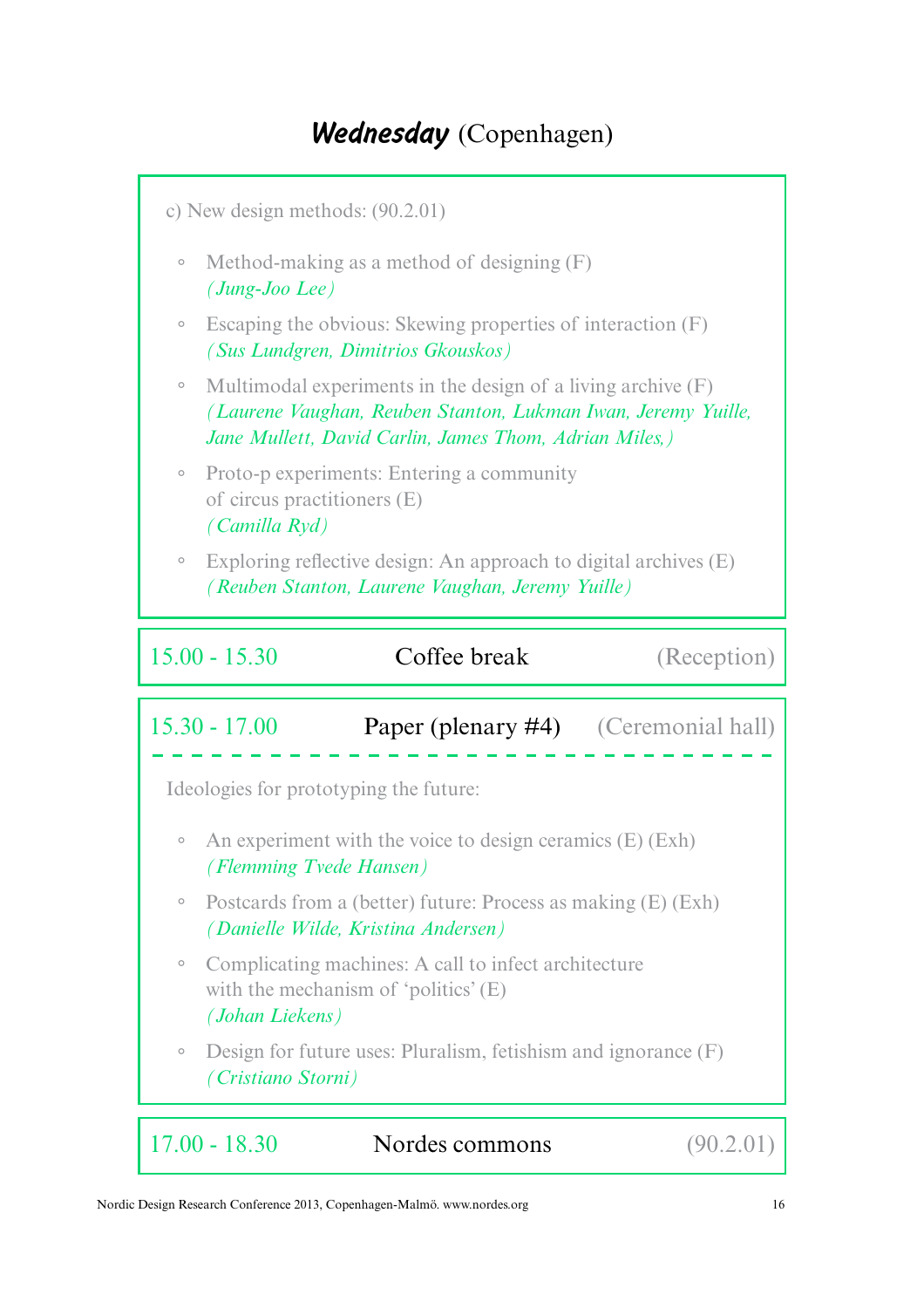## *Wednesday* (Copenhagen)

c) New design methods: (90.2.01)

- Method-making as a method of designing (F)  
  *(Jung-Joo Lee)*
- Escaping the obvious: Skewing properties of interaction (F)  
  *(Sus Lundgren, Dimitrios Gkouskos)*
- Multimodal experiments in the design of a living archive (F)  
  *(Laurene Vaughan, Reuben Stanton, Lukman Iwan, Jeremy Yuille, Jane Mullett, David Carlin, James Thom, Adrian Miles,)*
- Proto-p experiments: Entering a community of circus practitioners (E)  
  *(Camilla Ryd)*
- Exploring reflective design: An approach to digital archives (E)  
  *(Reuben Stanton, Laurene Vaughan, Jeremy Yuille)*

15.00 - 15.30 Coffee break (Reception)

15.30 - 17.00 Paper (plenary #4) (Ceremonial hall)

Ideologies for prototyping the future:

- An experiment with the voice to design ceramics (E) (Exh)  
  *(Flemming Tvede Hansen)*
- Postcards from a (better) future: Process as making (E) (Exh)  
  *(Danielle Wilde, Kristina Andersen)*
- Complicating machines: A call to infect architecture with the mechanism of 'politics' (E)  
  *(Johan Liekens)*
- Design for future uses: Pluralism, fetishism and ignorance (F)  
  *(Cristiano Storni)*

17.00 - 18.30 Nordes commons (90.2.01)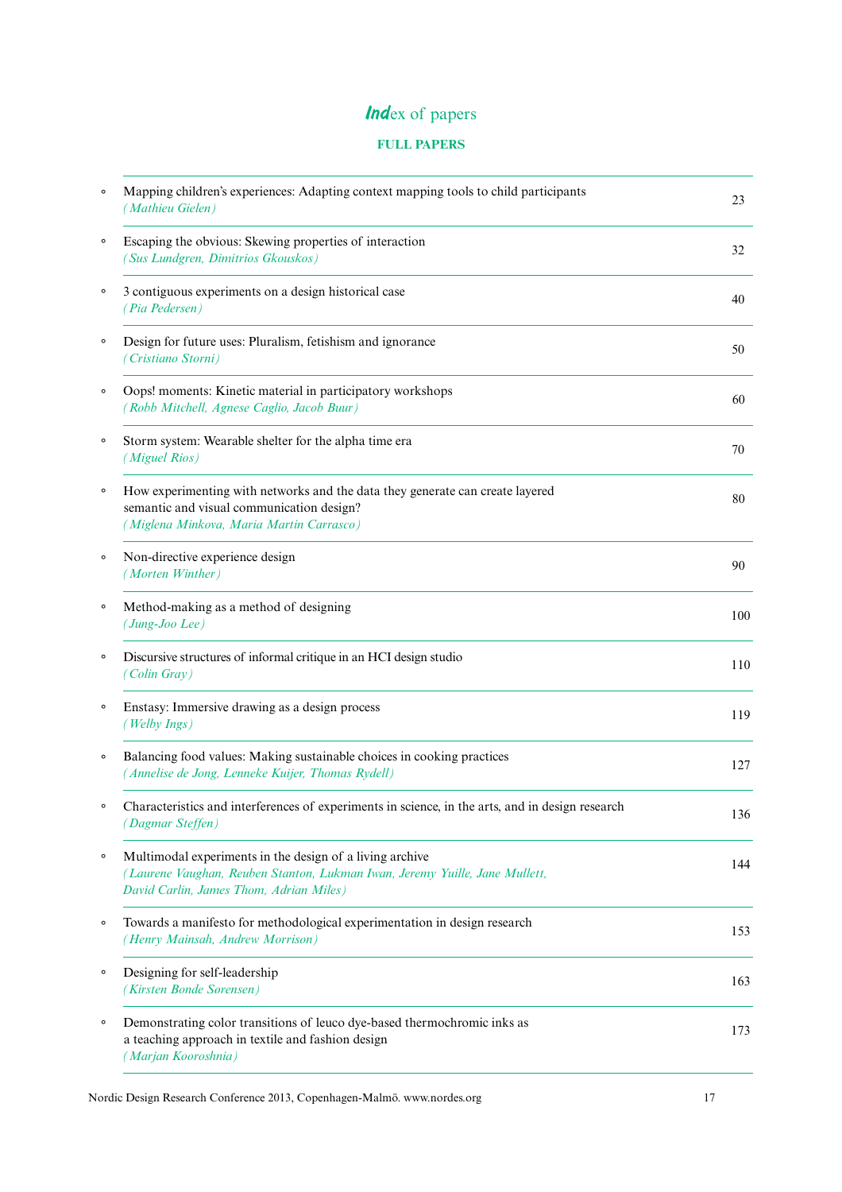# Index of papers

## FULL PAPERS

| | Paper | Page |
|---|---|---|
| ◦ | Mapping children's experiences: Adapting context mapping tools to child participants *(Mathieu Gielen)* | 23 |
| ◦ | Escaping the obvious: Skewing properties of interaction *(Sus Lundgren, Dimitrios Gkouskos)* | 32 |
| ◦ | 3 contiguous experiments on a design historical case *(Pia Pedersen)* | 40 |
| ◦ | Design for future uses: Pluralism, fetishism and ignorance *(Cristiano Storni)* | 50 |
| ◦ | Oops! moments: Kinetic material in participatory workshops *(Robb Mitchell, Agnese Caglio, Jacob Buur)* | 60 |
| ◦ | Storm system: Wearable shelter for the alpha time era *(Miguel Rios)* | 70 |
| ◦ | How experimenting with networks and the data they generate can create layered semantic and visual communication design? *(Miglena Minkova, Maria Martin Carrasco)* | 80 |
| ◦ | Non-directive experience design *(Morten Winther)* | 90 |
| ◦ | Method-making as a method of designing *(Jung-Joo Lee)* | 100 |
| ◦ | Discursive structures of informal critique in an HCI design studio *(Colin Gray)* | 110 |
| ◦ | Enstasy: Immersive drawing as a design process *(Welby Ings)* | 119 |
| ◦ | Balancing food values: Making sustainable choices in cooking practices *(Annelise de Jong, Lenneke Kuijer, Thomas Rydell)* | 127 |
| ◦ | Characteristics and interferences of experiments in science, in the arts, and in design research *(Dagmar Steffen)* | 136 |
| ◦ | Multimodal experiments in the design of a living archive *(Laurene Vaughan, Reuben Stanton, Lukman Iwan, Jeremy Yuille, Jane Mullett, David Carlin, James Thom, Adrian Miles)* | 144 |
| ◦ | Towards a manifesto for methodological experimentation in design research *(Henry Mainsah, Andrew Morrison)* | 153 |
| ◦ | Designing for self-leadership *(Kirsten Bonde Sørensen)* | 163 |
| ◦ | Demonstrating color transitions of leuco dye-based thermochromic inks as a teaching approach in textile and fashion design *(Marjan Kooroshnia)* | 173 |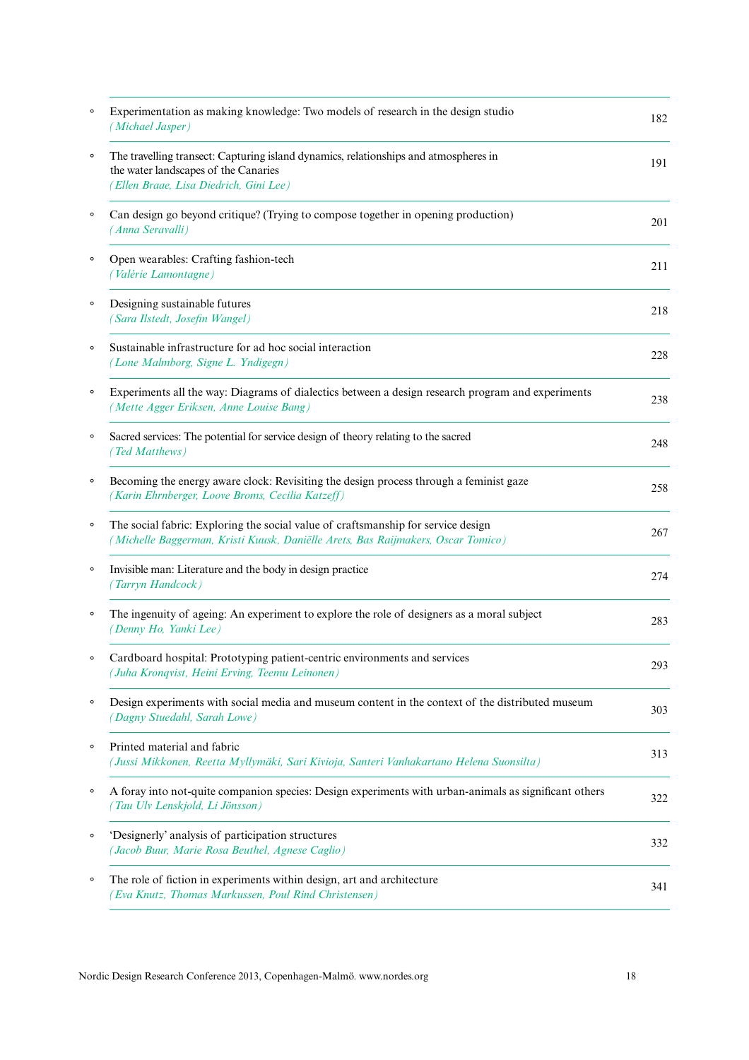- Experimentation as making knowledge: Two models of research in the design studio
*(Michael Jasper)* 182

- The travelling transect: Capturing island dynamics, relationships and atmospheres in the water landscapes of the Canaries
*(Ellen Braae, Lisa Diedrich, Gini Lee)* 191

- Can design go beyond critique? (Trying to compose together in opening production)
*(Anna Seravalli)* 201

- Open wearables: Crafting fashion-tech
*(Valérie Lamontagne)* 211

- Designing sustainable futures
*(Sara Ilstedt, Josefin Wangel)* 218

- Sustainable infrastructure for ad hoc social interaction
*(Lone Malmborg, Signe L. Yndigegn)* 228

- Experiments all the way: Diagrams of dialectics between a design research program and experiments
*(Mette Agger Eriksen, Anne Louise Bang)* 238

- Sacred services: The potential for service design of theory relating to the sacred
*(Ted Matthews)* 248

- Becoming the energy aware clock: Revisiting the design process through a feminist gaze
*(Karin Ehrnberger, Loove Broms, Cecilia Katzeff)* 258

- The social fabric: Exploring the social value of craftsmanship for service design
*(Michelle Baggerman, Kristi Kuusk, Daniëlle Arets, Bas Raijmakers, Oscar Tomico)* 267

- Invisible man: Literature and the body in design practice
*(Tarryn Handcock)* 274

- The ingenuity of ageing: An experiment to explore the role of designers as a moral subject
*(Denny Ho, Yanki Lee)* 283

- Cardboard hospital: Prototyping patient-centric environments and services
*(Juha Kronqvist, Heini Erving, Teemu Leinonen)* 293

- Design experiments with social media and museum content in the context of the distributed museum
*(Dagny Stuedahl, Sarah Lowe)* 303

- Printed material and fabric
*(Jussi Mikkonen, Reetta Myllymäki, Sari Kivioja, Santeri Vanhakartano Helena Suonsilta)* 313

- A foray into not-quite companion species: Design experiments with urban-animals as significant others
*(Tau Ulv Lenskjold, Li Jönsson)* 322

- 'Designerly' analysis of participation structures
*(Jacob Buur, Marie Rosa Beuthel, Agnese Caglio)* 332

- The role of fiction in experiments within design, art and architecture
*(Eva Knutz, Thomas Markussen, Poul Rind Christensen)* 341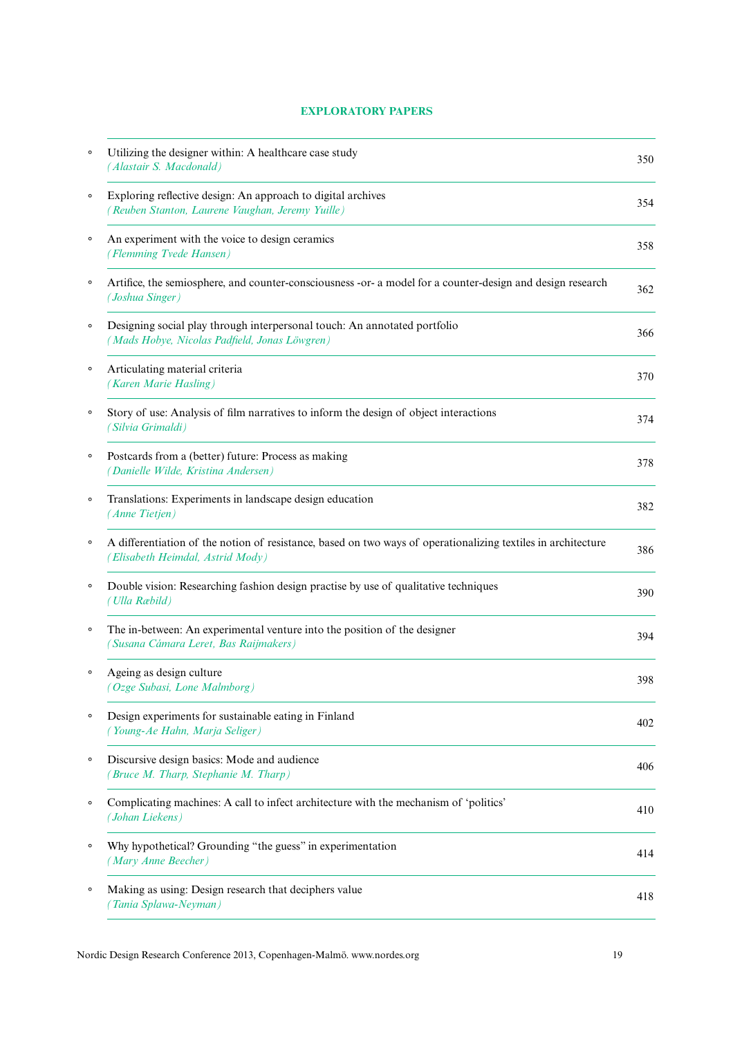## EXPLORATORY PAPERS

- Utilizing the designer within: A healthcare case study
  *(Alastair S. Macdonald)* — 350
- Exploring reflective design: An approach to digital archives
  *(Reuben Stanton, Laurene Vaughan, Jeremy Yuille)* — 354
- An experiment with the voice to design ceramics
  *(Flemming Tvede Hansen)* — 358
- Artifice, the semiosphere, and counter-consciousness -or- a model for a counter-design and design research
  *(Joshua Singer)* — 362
- Designing social play through interpersonal touch: An annotated portfolio
  *(Mads Hobye, Nicolas Padfield, Jonas Löwgren)* — 366
- Articulating material criteria
  *(Karen Marie Hasling)* — 370
- Story of use: Analysis of film narratives to inform the design of object interactions
  *(Silvia Grimaldi)* — 374
- Postcards from a (better) future: Process as making
  *(Danielle Wilde, Kristina Andersen)* — 378
- Translations: Experiments in landscape design education
  *(Anne Tietjen)* — 382
- A differentiation of the notion of resistance, based on two ways of operationalizing textiles in architecture
  *(Elisabeth Heimdal, Astrid Mody)* — 386
- Double vision: Researching fashion design practise by use of qualitative techniques
  *(Ulla Ræbild)* — 390
- The in-between: An experimental venture into the position of the designer
  *(Susana Cámara Leret, Bas Raijmakers)* — 394
- Ageing as design culture
  *(Ozge Subasi, Lone Malmborg)* — 398
- Design experiments for sustainable eating in Finland
  *(Young-Ae Hahn, Marja Seliger)* — 402
- Discursive design basics: Mode and audience
  *(Bruce M. Tharp, Stephanie M. Tharp)* — 406
- Complicating machines: A call to infect architecture with the mechanism of 'politics'
  *(Johan Liekens)* — 410
- Why hypothetical? Grounding "the guess" in experimentation
  *(Mary Anne Beecher)* — 414
- Making as using: Design research that deciphers value
  *(Tania Splawa-Neyman)* — 418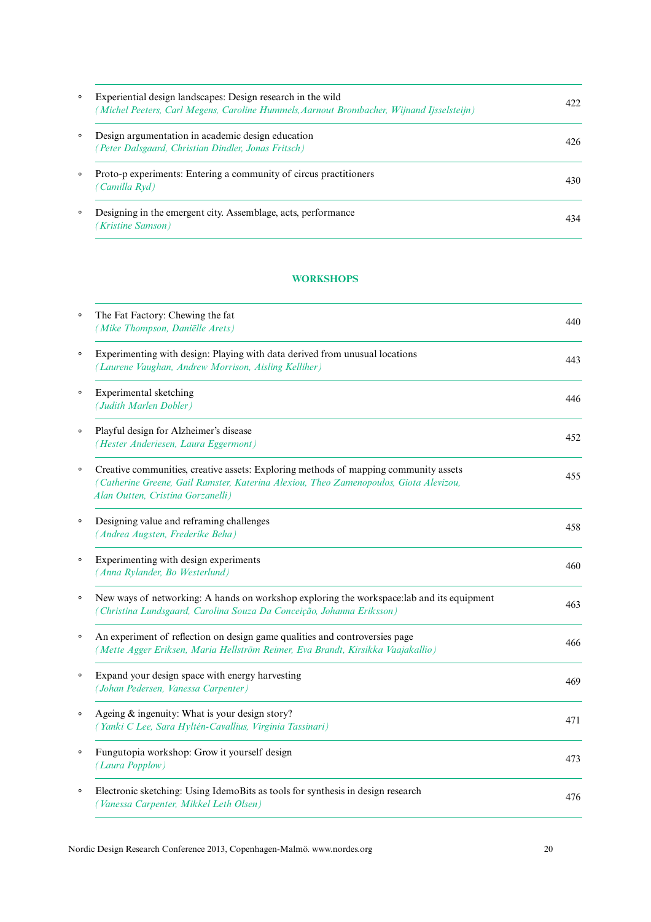- Experiential design landscapes: Design research in the wild 422
  *(Michel Peeters, Carl Megens, Caroline Hummels,Aarnout Brombacher, Wijnand Ijsselsteijn)*

- Design argumentation in academic design education 426
  *(Peter Dalsgaard, Christian Dindler, Jonas Fritsch)*

- Proto-p experiments: Entering a community of circus practitioners 430
  *(Camilla Ryd)*

- Designing in the emergent city. Assemblage, acts, performance 434
  *(Kristine Samson)*

## WORKSHOPS

- The Fat Factory: Chewing the fat 440
  *(Mike Thompson, Daniëlle Arets)*

- Experimenting with design: Playing with data derived from unusual locations 443
  *(Laurene Vaughan, Andrew Morrison, Aisling Kelliher)*

- Experimental sketching 446
  *(Judith Marlen Dobler)*

- Playful design for Alzheimer's disease 452
  *(Hester Anderiesen, Laura Eggermont)*

- Creative communities, creative assets: Exploring methods of mapping community assets 455
  *(Catherine Greene, Gail Ramster, Katerina Alexiou, Theo Zamenopoulos, Giota Alevizou, Alan Outten, Cristina Gorzanelli)*

- Designing value and reframing challenges 458
  *(Andrea Augsten, Frederike Beha)*

- Experimenting with design experiments 460
  *(Anna Rylander, Bo Westerlund)*

- New ways of networking: A hands on workshop exploring the workspace:lab and its equipment 463
  *(Christina Lundsgaard, Carolina Souza Da Conceição, Johanna Eriksson)*

- An experiment of reflection on design game qualities and controversies page 466
  *(Mette Agger Eriksen, Maria Hellström Reimer, Eva Brandt, Kirsikka Vaajakallio)*

- Expand your design space with energy harvesting 469
  *(Johan Pedersen, Vanessa Carpenter)*

- Ageing & ingenuity: What is your design story? 471
  *(Yanki C Lee, Sara Hyltén-Cavallius, Virginia Tassinari)*

- Fungutopia workshop: Grow it yourself design 473
  *(Laura Popplow)*

- Electronic sketching: Using IdemoBits as tools for synthesis in design research 476
  *(Vanessa Carpenter, Mikkel Leth Olsen)*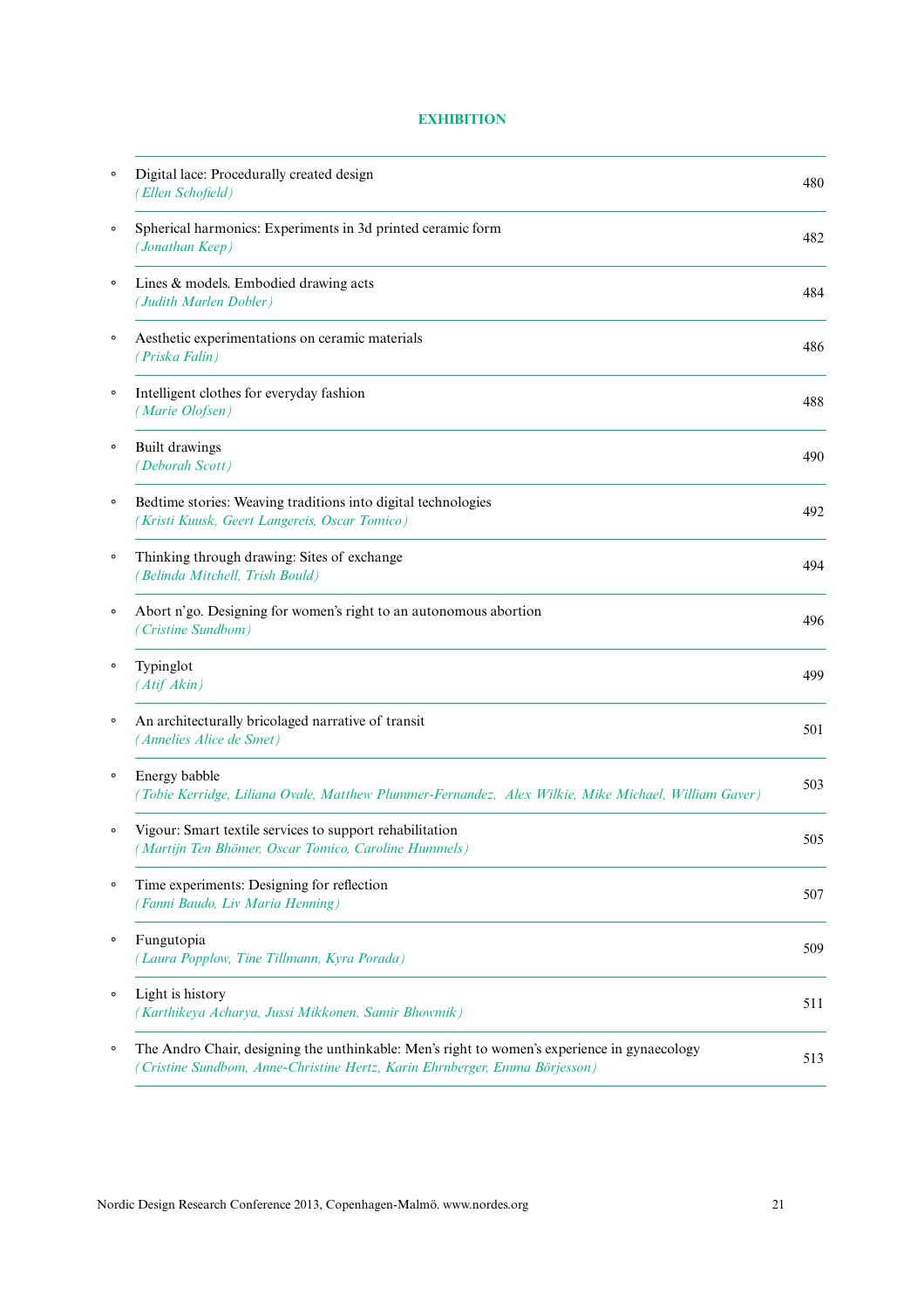## EXHIBITION

- Digital lace: Procedurally created design
  *(Ellen Schofield)* — 480
- Spherical harmonics: Experiments in 3d printed ceramic form
  *(Jonathan Keep)* — 482
- Lines & models. Embodied drawing acts
  *(Judith Marlen Dobler)* — 484
- Aesthetic experimentations on ceramic materials
  *(Priska Falin)* — 486
- Intelligent clothes for everyday fashion
  *(Marie Olofsen)* — 488
- Built drawings
  *(Deborah Scott)* — 490
- Bedtime stories: Weaving traditions into digital technologies
  *(Kristi Kuusk, Geert Langereis, Oscar Tomico)* — 492
- Thinking through drawing: Sites of exchange
  *(Belinda Mitchell, Trish Bould)* — 494
- Abort n'go. Designing for women's right to an autonomous abortion
  *(Cristine Sundbom)* — 496
- Typinglot
  *(Atif Akin)* — 499
- An architecturally bricolaged narrative of transit
  *(Annelies Alice de Smet)* — 501
- Energy babble
  *(Tobie Kerridge, Liliana Ovale, Matthew Plummer-Fernandez, Alex Wilkie, Mike Michael, William Gaver)* — 503
- Vigour: Smart textile services to support rehabilitation
  *(Martijn Ten Bhömer, Oscar Tomico, Caroline Hummels)* — 505
- Time experiments: Designing for reflection
  *(Fanni Baudo, Liv Maria Henning)* — 507
- Fungutopia
  *(Laura Popplow, Tine Tillmann, Kyra Porada)* — 509
- Light is history
  *(Karthikeya Acharya, Jussi Mikkonen, Samir Bhowmik)* — 511
- The Andro Chair, designing the unthinkable: Men's right to women's experience in gynaecology
  *(Cristine Sundbom, Anne-Christine Hertz, Karin Ehrnberger, Emma Börjesson)* — 513